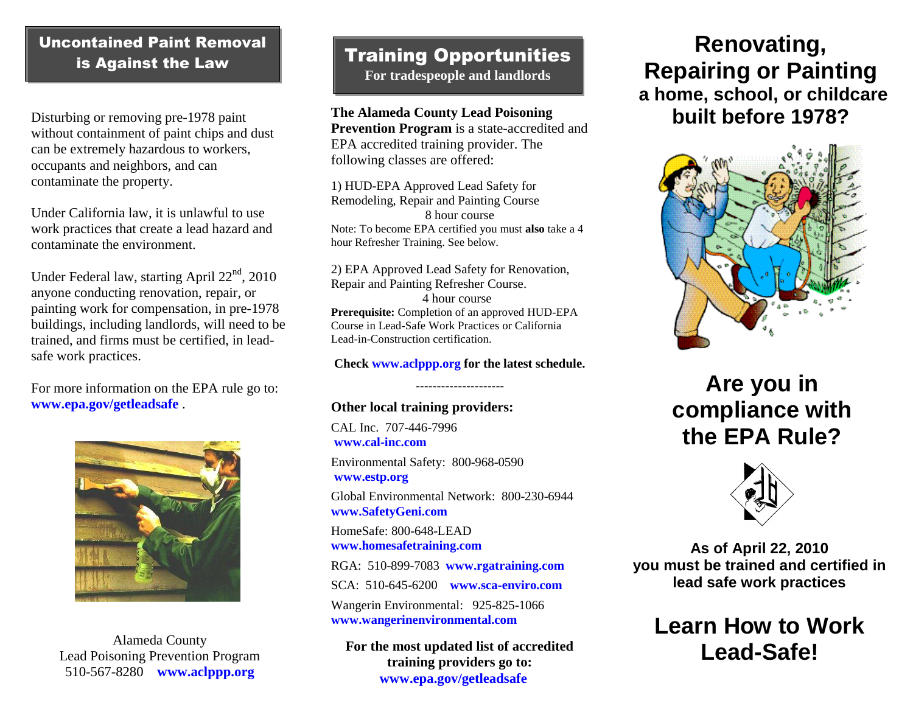## Uncontained Paint Removal is Against the Law

Disturbing or removing pre-1978 paint without containment of paint chips and dust can be extremely hazardous to workers, occupants and neighbors, and can contaminate the property.

Under California law, it is unlawful to use work practices that create a lead hazard and contaminate the environment.

Under Federal law, starting April 22nd, 2010 anyone conducting renovation, repair, or painting work for compensation, in pre-1978 buildings, including landlords, will need to be trained, and firms must be certified, in lead-safe work practices.

For more information on the EPA rule go to: **www.epa.gov/getleadsafe** .

Alameda County
Lead Poisoning Prevention Program
510-567-8280 **www.aclppp.org**

## Training Opportunities

**For tradespeople and landlords**

**The Alameda County Lead Poisoning Prevention Program** is a state-accredited and EPA accredited training provider. The following classes are offered:

1) HUD-EPA Approved Lead Safety for Remodeling, Repair and Painting Course
8 hour course
Note: To become EPA certified you must **also** take a 4 hour Refresher Training. See below.

2) EPA Approved Lead Safety for Renovation, Repair and Painting Refresher Course.
4 hour course
**Prerequisite:** Completion of an approved HUD-EPA Course in Lead-Safe Work Practices or California Lead-in-Construction certification.

**Check www.aclppp.org for the latest schedule.**

---------------------

**Other local training providers:**

CAL Inc. 707-446-7996
**www.cal-inc.com**

Environmental Safety: 800-968-0590
**www.estp.org**

Global Environmental Network: 800-230-6944
**www.SafetyGeni.com**

HomeSafe: 800-648-LEAD
**www.homesafetraining.com**

RGA: 510-899-7083 **www.rgatraining.com**

SCA: 510-645-6200 **www.sca-enviro.com**

Wangerin Environmental: 925-825-1066
**www.wangerinenvironmental.com**

**For the most updated list of accredited training providers go to: www.epa.gov/getleadsafe**

# Renovating, Repairing or Painting a home, school, or childcare built before 1978?

# Are you in compliance with the EPA Rule?

**As of April 22, 2010 you must be trained and certified in lead safe work practices**

# Learn How to Work Lead-Safe!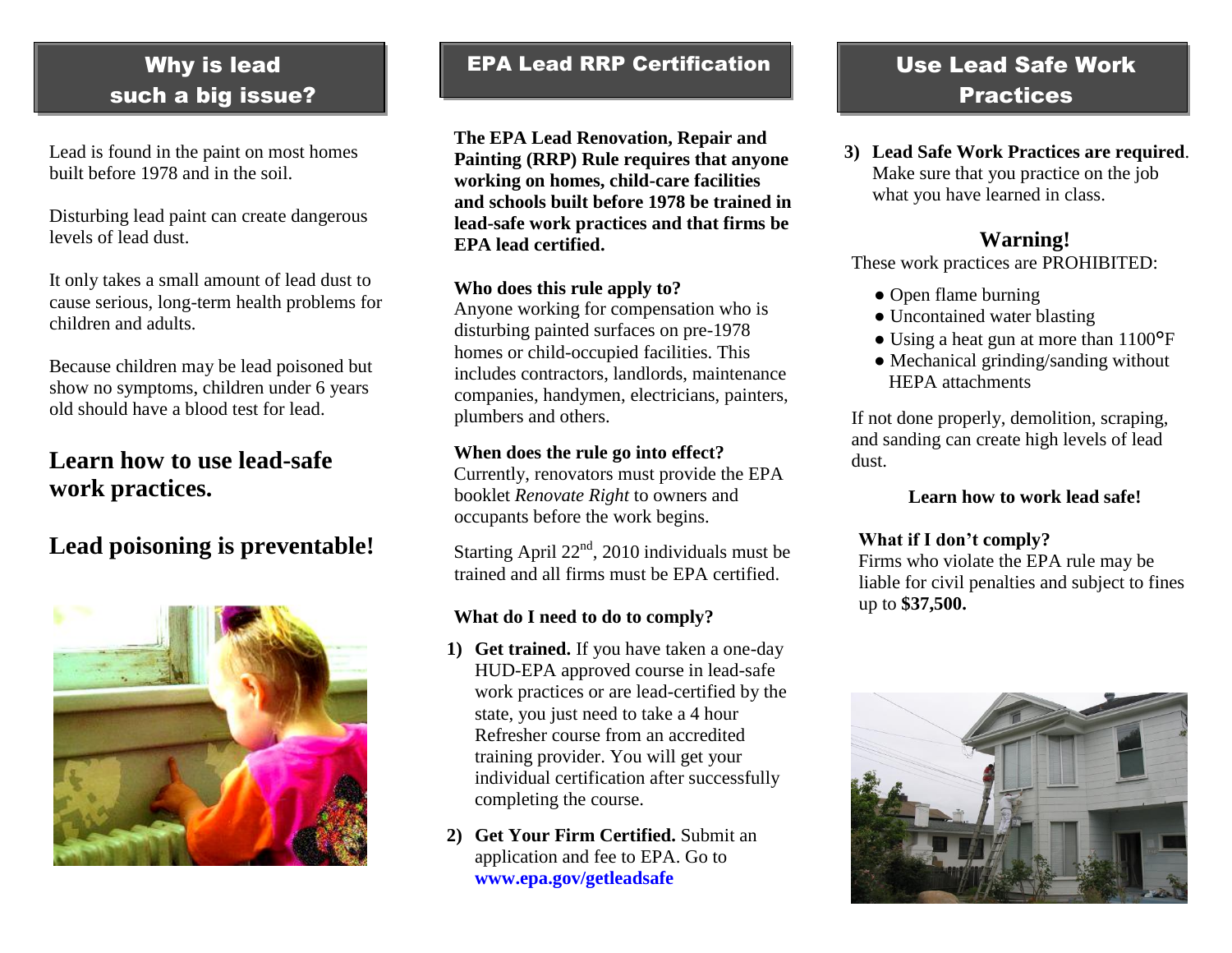## Why is lead such a big issue?

Lead is found in the paint on most homes built before 1978 and in the soil.

Disturbing lead paint can create dangerous levels of lead dust.

It only takes a small amount of lead dust to cause serious, long-term health problems for children and adults.

Because children may be lead poisoned but show no symptoms, children under 6 years old should have a blood test for lead.

### Learn how to use lead-safe work practices.

### Lead poisoning is preventable!

## EPA Lead RRP Certification

**The EPA Lead Renovation, Repair and Painting (RRP) Rule requires that anyone working on homes, child-care facilities and schools built before 1978 be trained in lead-safe work practices and that firms be EPA lead certified.**

**Who does this rule apply to?**
Anyone working for compensation who is disturbing painted surfaces on pre-1978 homes or child-occupied facilities. This includes contractors, landlords, maintenance companies, handymen, electricians, painters, plumbers and others.

**When does the rule go into effect?**
Currently, renovators must provide the EPA booklet *Renovate Right* to owners and occupants before the work begins.

Starting April 22nd, 2010 individuals must be trained and all firms must be EPA certified.

**What do I need to do to comply?**

1) **Get trained.** If you have taken a one-day HUD-EPA approved course in lead-safe work practices or are lead-certified by the state, you just need to take a 4 hour Refresher course from an accredited training provider. You will get your individual certification after successfully completing the course.

2) **Get Your Firm Certified.** Submit an application and fee to EPA. Go to **www.epa.gov/getleadsafe**

## Use Lead Safe Work Practices

3) **Lead Safe Work Practices are required**. Make sure that you practice on the job what you have learned in class.

### Warning!

These work practices are PROHIBITED:

- Open flame burning
- Uncontained water blasting
- Using a heat gun at more than 1100°F
- Mechanical grinding/sanding without HEPA attachments

If not done properly, demolition, scraping, and sanding can create high levels of lead dust.

**Learn how to work lead safe!**

**What if I don't comply?**
Firms who violate the EPA rule may be liable for civil penalties and subject to fines up to **$37,500.**